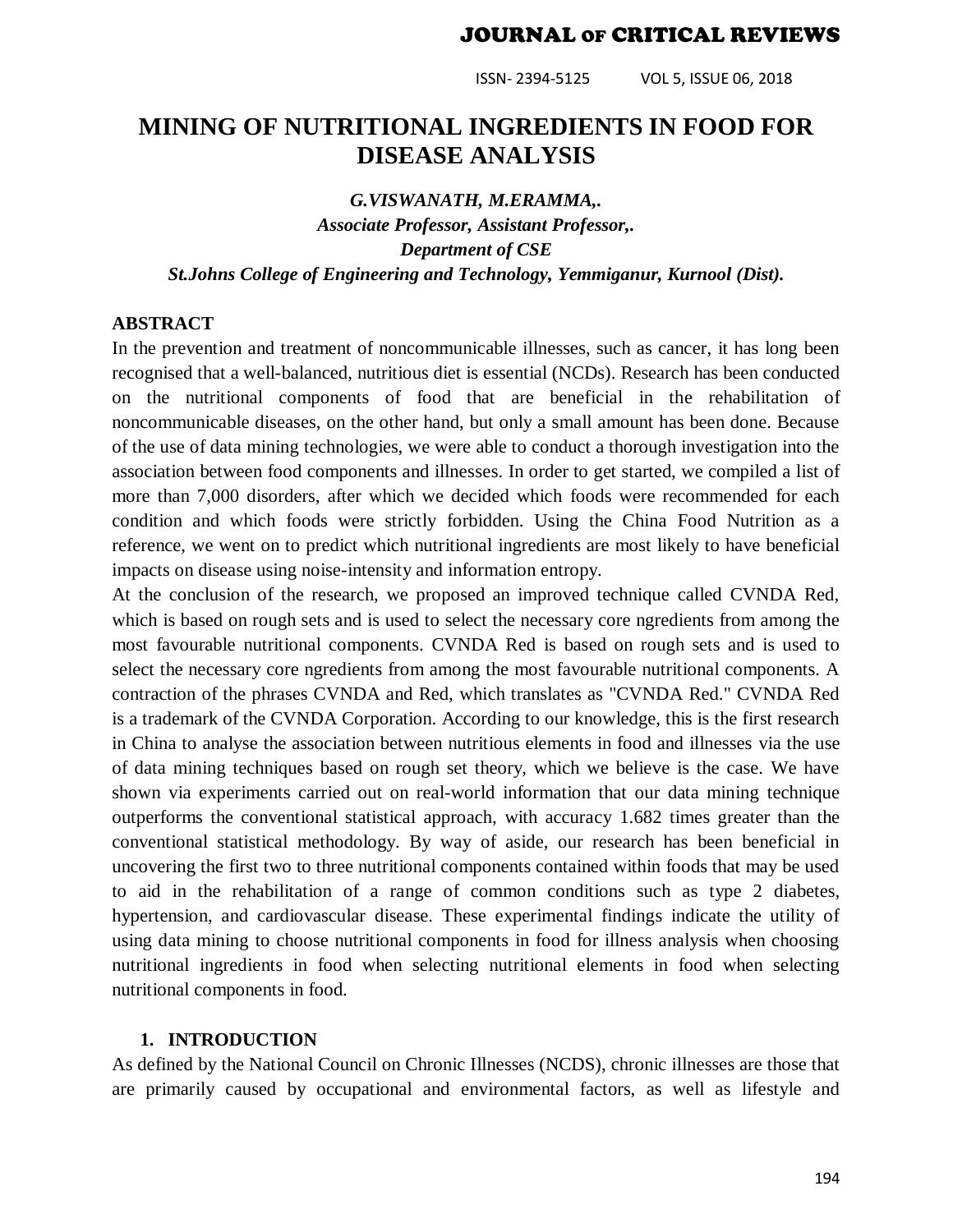# MINING OF NUTRITIONAL INGREDIENTS IN FOOD FOR DISEASE ANALYSIS

***G.VISWANATH, M.ERAMMA,.***
***Associate Professor, Assistant Professor,.***
***Department of CSE***
***St.Johns College of Engineering and Technology, Yemmiganur, Kurnool (Dist).***

## ABSTRACT

In the prevention and treatment of noncommunicable illnesses, such as cancer, it has long been recognised that a well-balanced, nutritious diet is essential (NCDs). Research has been conducted on the nutritional components of food that are beneficial in the rehabilitation of noncommunicable diseases, on the other hand, but only a small amount has been done. Because of the use of data mining technologies, we were able to conduct a thorough investigation into the association between food components and illnesses. In order to get started, we compiled a list of more than 7,000 disorders, after which we decided which foods were recommended for each condition and which foods were strictly forbidden. Using the China Food Nutrition as a reference, we went on to predict which nutritional ingredients are most likely to have beneficial impacts on disease using noise-intensity and information entropy.

At the conclusion of the research, we proposed an improved technique called CVNDA Red, which is based on rough sets and is used to select the necessary core ngredients from among the most favourable nutritional components. CVNDA Red is based on rough sets and is used to select the necessary core ngredients from among the most favourable nutritional components. A contraction of the phrases CVNDA and Red, which translates as "CVNDA Red." CVNDA Red is a trademark of the CVNDA Corporation. According to our knowledge, this is the first research in China to analyse the association between nutritious elements in food and illnesses via the use of data mining techniques based on rough set theory, which we believe is the case. We have shown via experiments carried out on real-world information that our data mining technique outperforms the conventional statistical approach, with accuracy 1.682 times greater than the conventional statistical methodology. By way of aside, our research has been beneficial in uncovering the first two to three nutritional components contained within foods that may be used to aid in the rehabilitation of a range of common conditions such as type 2 diabetes, hypertension, and cardiovascular disease. These experimental findings indicate the utility of using data mining to choose nutritional components in food for illness analysis when choosing nutritional ingredients in food when selecting nutritional elements in food when selecting nutritional components in food.

## 1. INTRODUCTION

As defined by the National Council on Chronic Illnesses (NCDS), chronic illnesses are those that are primarily caused by occupational and environmental factors, as well as lifestyle and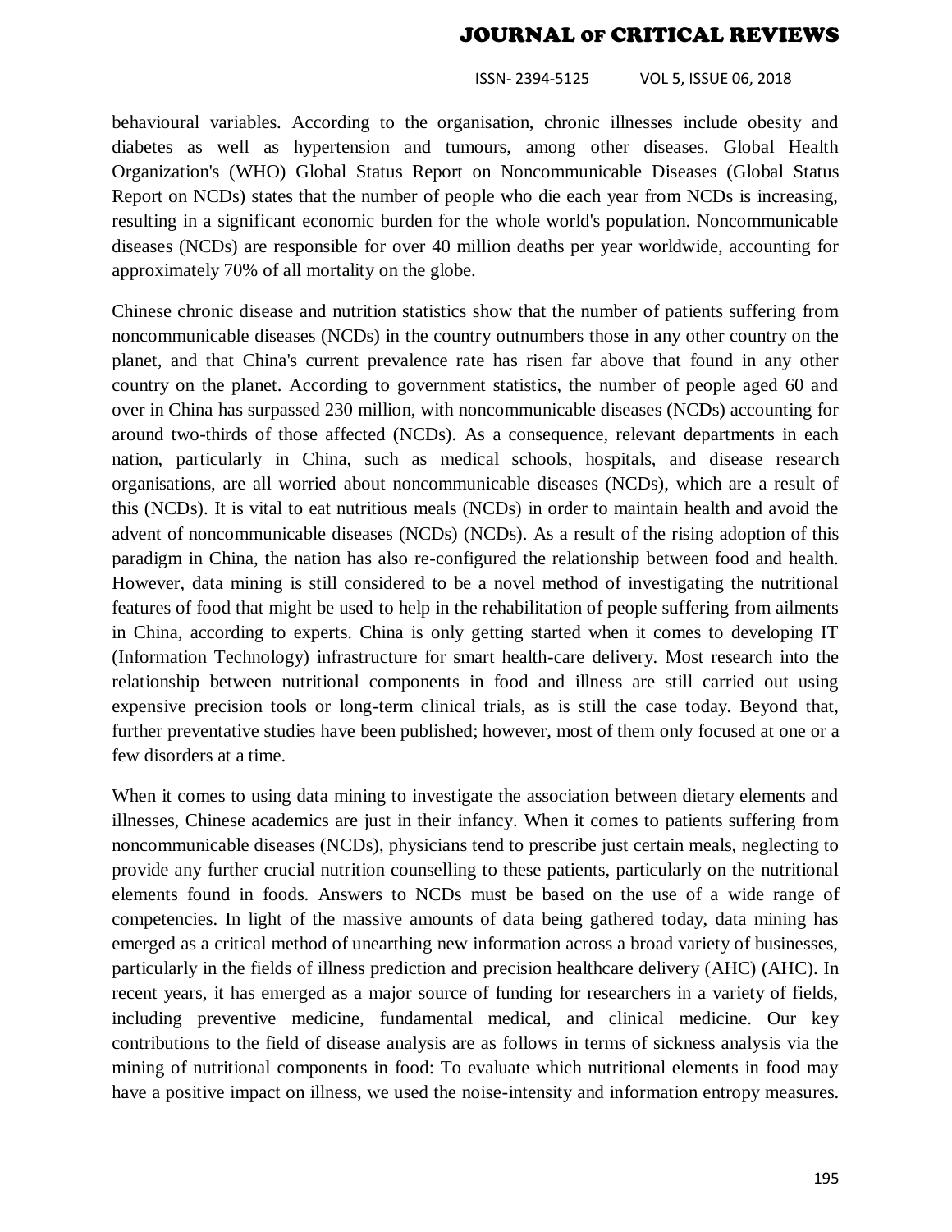behavioural variables. According to the organisation, chronic illnesses include obesity and diabetes as well as hypertension and tumours, among other diseases. Global Health Organization's (WHO) Global Status Report on Noncommunicable Diseases (Global Status Report on NCDs) states that the number of people who die each year from NCDs is increasing, resulting in a significant economic burden for the whole world's population. Noncommunicable diseases (NCDs) are responsible for over 40 million deaths per year worldwide, accounting for approximately 70% of all mortality on the globe.

Chinese chronic disease and nutrition statistics show that the number of patients suffering from noncommunicable diseases (NCDs) in the country outnumbers those in any other country on the planet, and that China's current prevalence rate has risen far above that found in any other country on the planet. According to government statistics, the number of people aged 60 and over in China has surpassed 230 million, with noncommunicable diseases (NCDs) accounting for around two-thirds of those affected (NCDs). As a consequence, relevant departments in each nation, particularly in China, such as medical schools, hospitals, and disease research organisations, are all worried about noncommunicable diseases (NCDs), which are a result of this (NCDs). It is vital to eat nutritious meals (NCDs) in order to maintain health and avoid the advent of noncommunicable diseases (NCDs) (NCDs). As a result of the rising adoption of this paradigm in China, the nation has also re-configured the relationship between food and health. However, data mining is still considered to be a novel method of investigating the nutritional features of food that might be used to help in the rehabilitation of people suffering from ailments in China, according to experts. China is only getting started when it comes to developing IT (Information Technology) infrastructure for smart health-care delivery. Most research into the relationship between nutritional components in food and illness are still carried out using expensive precision tools or long-term clinical trials, as is still the case today. Beyond that, further preventative studies have been published; however, most of them only focused at one or a few disorders at a time.

When it comes to using data mining to investigate the association between dietary elements and illnesses, Chinese academics are just in their infancy. When it comes to patients suffering from noncommunicable diseases (NCDs), physicians tend to prescribe just certain meals, neglecting to provide any further crucial nutrition counselling to these patients, particularly on the nutritional elements found in foods. Answers to NCDs must be based on the use of a wide range of competencies. In light of the massive amounts of data being gathered today, data mining has emerged as a critical method of unearthing new information across a broad variety of businesses, particularly in the fields of illness prediction and precision healthcare delivery (AHC) (AHC). In recent years, it has emerged as a major source of funding for researchers in a variety of fields, including preventive medicine, fundamental medical, and clinical medicine. Our key contributions to the field of disease analysis are as follows in terms of sickness analysis via the mining of nutritional components in food: To evaluate which nutritional elements in food may have a positive impact on illness, we used the noise-intensity and information entropy measures.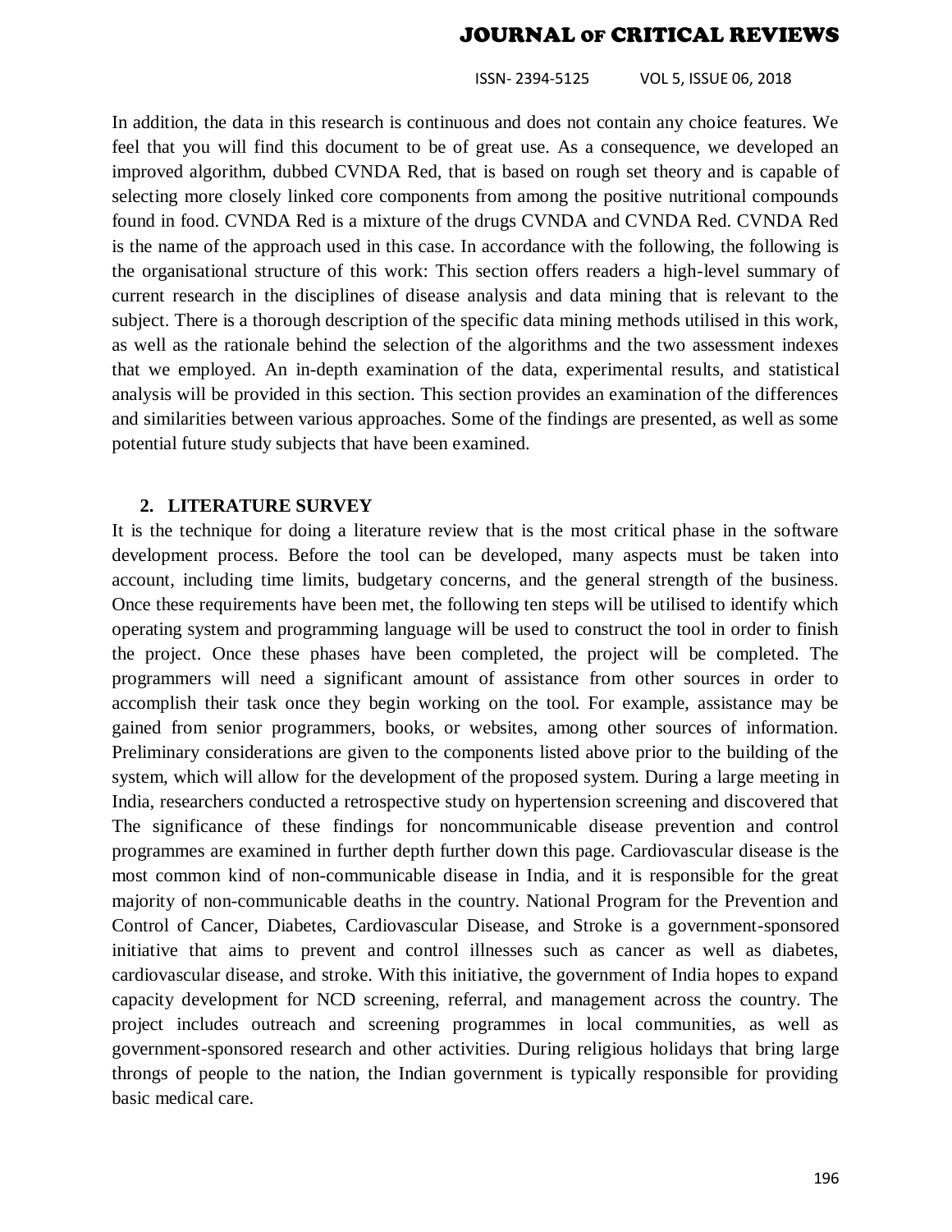In addition, the data in this research is continuous and does not contain any choice features. We feel that you will find this document to be of great use. As a consequence, we developed an improved algorithm, dubbed CVNDA Red, that is based on rough set theory and is capable of selecting more closely linked core components from among the positive nutritional compounds found in food. CVNDA Red is a mixture of the drugs CVNDA and CVNDA Red. CVNDA Red is the name of the approach used in this case. In accordance with the following, the following is the organisational structure of this work: This section offers readers a high-level summary of current research in the disciplines of disease analysis and data mining that is relevant to the subject. There is a thorough description of the specific data mining methods utilised in this work, as well as the rationale behind the selection of the algorithms and the two assessment indexes that we employed. An in-depth examination of the data, experimental results, and statistical analysis will be provided in this section. This section provides an examination of the differences and similarities between various approaches. Some of the findings are presented, as well as some potential future study subjects that have been examined.

## 2. LITERATURE SURVEY

It is the technique for doing a literature review that is the most critical phase in the software development process. Before the tool can be developed, many aspects must be taken into account, including time limits, budgetary concerns, and the general strength of the business. Once these requirements have been met, the following ten steps will be utilised to identify which operating system and programming language will be used to construct the tool in order to finish the project. Once these phases have been completed, the project will be completed. The programmers will need a significant amount of assistance from other sources in order to accomplish their task once they begin working on the tool. For example, assistance may be gained from senior programmers, books, or websites, among other sources of information. Preliminary considerations are given to the components listed above prior to the building of the system, which will allow for the development of the proposed system. During a large meeting in India, researchers conducted a retrospective study on hypertension screening and discovered that The significance of these findings for noncommunicable disease prevention and control programmes are examined in further depth further down this page. Cardiovascular disease is the most common kind of non-communicable disease in India, and it is responsible for the great majority of non-communicable deaths in the country. National Program for the Prevention and Control of Cancer, Diabetes, Cardiovascular Disease, and Stroke is a government-sponsored initiative that aims to prevent and control illnesses such as cancer as well as diabetes, cardiovascular disease, and stroke. With this initiative, the government of India hopes to expand capacity development for NCD screening, referral, and management across the country. The project includes outreach and screening programmes in local communities, as well as government-sponsored research and other activities. During religious holidays that bring large throngs of people to the nation, the Indian government is typically responsible for providing basic medical care.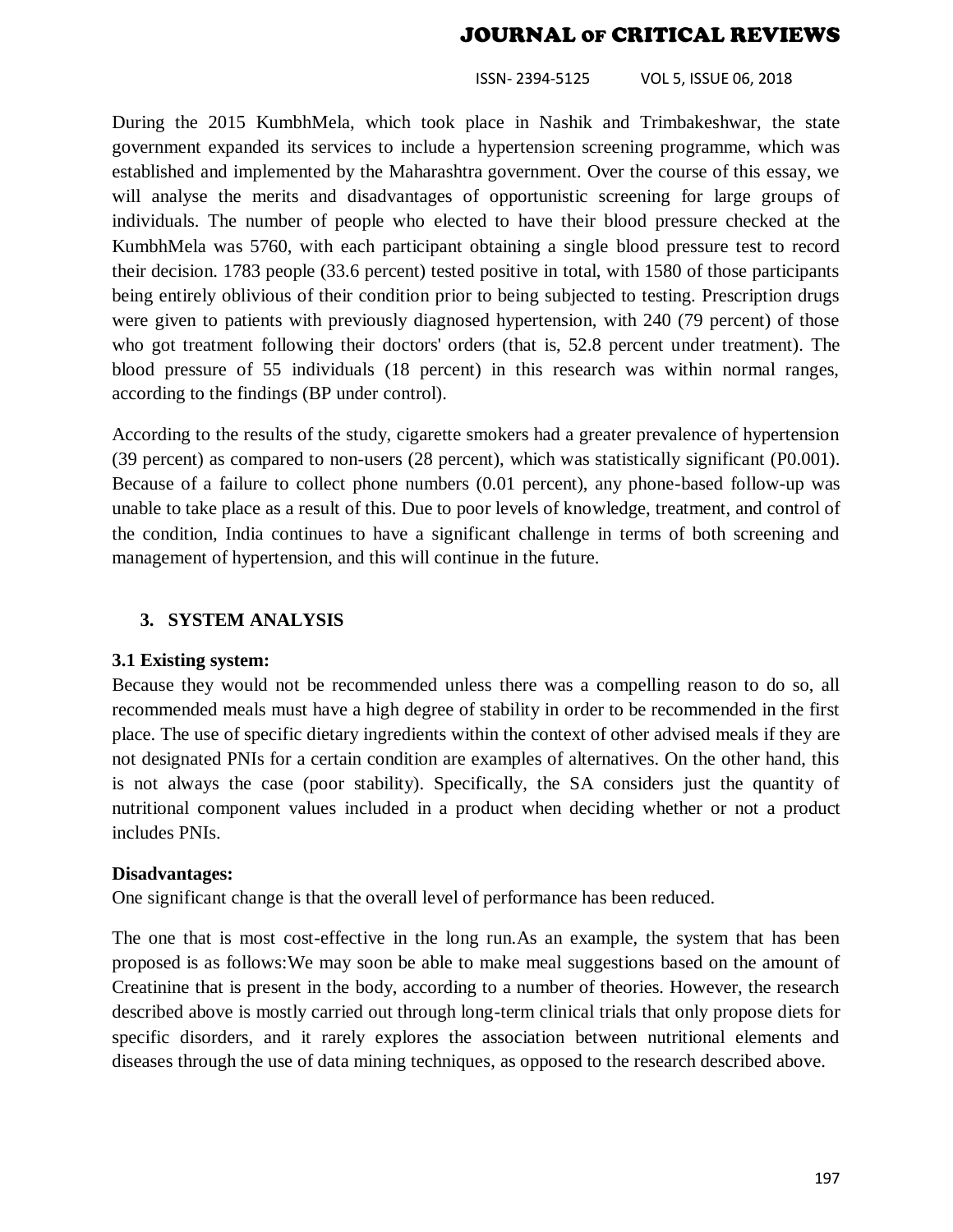During the 2015 KumbhMela, which took place in Nashik and Trimbakeshwar, the state government expanded its services to include a hypertension screening programme, which was established and implemented by the Maharashtra government. Over the course of this essay, we will analyse the merits and disadvantages of opportunistic screening for large groups of individuals. The number of people who elected to have their blood pressure checked at the KumbhMela was 5760, with each participant obtaining a single blood pressure test to record their decision. 1783 people (33.6 percent) tested positive in total, with 1580 of those participants being entirely oblivious of their condition prior to being subjected to testing. Prescription drugs were given to patients with previously diagnosed hypertension, with 240 (79 percent) of those who got treatment following their doctors' orders (that is, 52.8 percent under treatment). The blood pressure of 55 individuals (18 percent) in this research was within normal ranges, according to the findings (BP under control).

According to the results of the study, cigarette smokers had a greater prevalence of hypertension (39 percent) as compared to non-users (28 percent), which was statistically significant (P0.001). Because of a failure to collect phone numbers (0.01 percent), any phone-based follow-up was unable to take place as a result of this. Due to poor levels of knowledge, treatment, and control of the condition, India continues to have a significant challenge in terms of both screening and management of hypertension, and this will continue in the future.

## 3. SYSTEM ANALYSIS

### 3.1 Existing system:

Because they would not be recommended unless there was a compelling reason to do so, all recommended meals must have a high degree of stability in order to be recommended in the first place. The use of specific dietary ingredients within the context of other advised meals if they are not designated PNIs for a certain condition are examples of alternatives. On the other hand, this is not always the case (poor stability). Specifically, the SA considers just the quantity of nutritional component values included in a product when deciding whether or not a product includes PNIs.

**Disadvantages:**

One significant change is that the overall level of performance has been reduced.

The one that is most cost-effective in the long run.As an example, the system that has been proposed is as follows:We may soon be able to make meal suggestions based on the amount of Creatinine that is present in the body, according to a number of theories. However, the research described above is mostly carried out through long-term clinical trials that only propose diets for specific disorders, and it rarely explores the association between nutritional elements and diseases through the use of data mining techniques, as opposed to the research described above.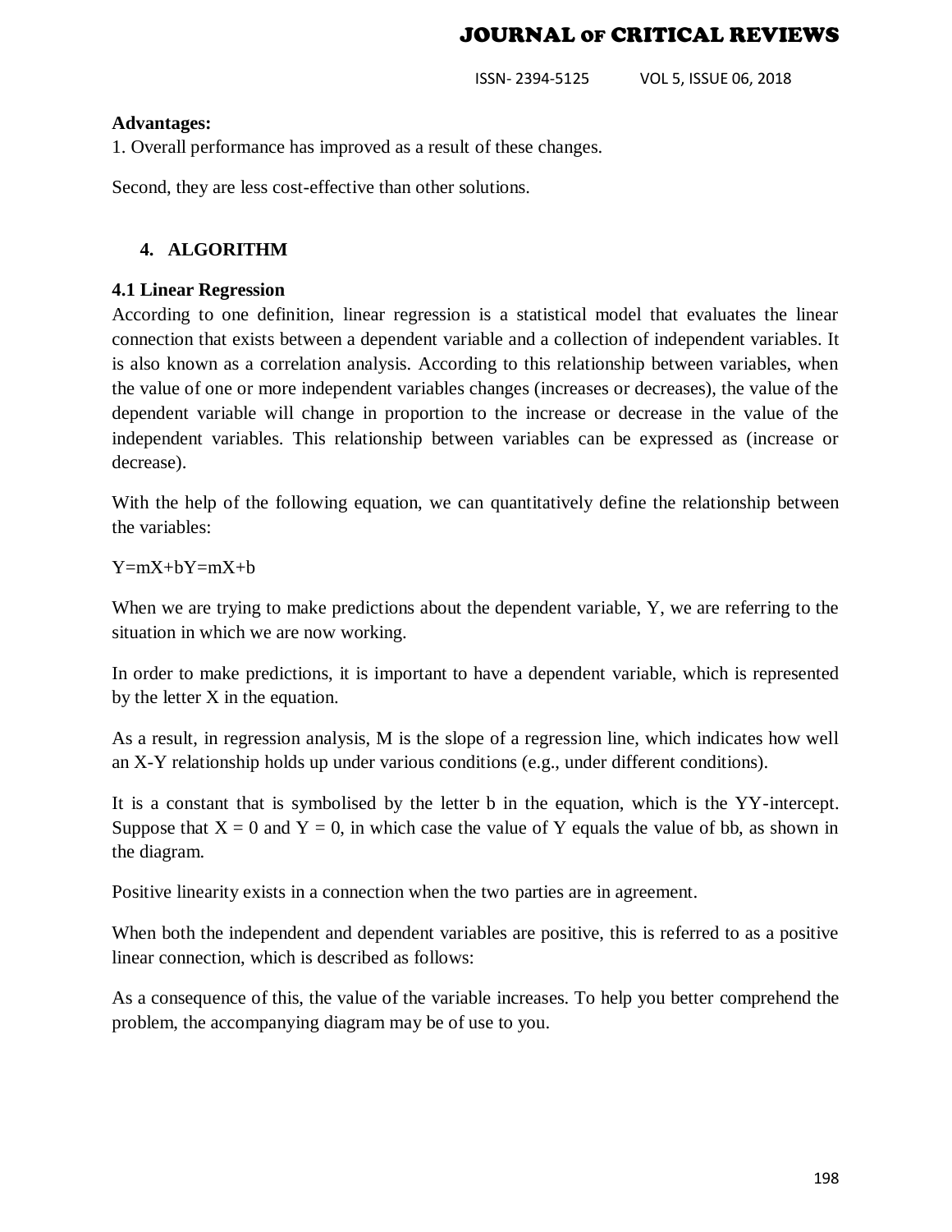**Advantages:**

1. Overall performance has improved as a result of these changes.

Second, they are less cost-effective than other solutions.

## 4. ALGORITHM

### 4.1 Linear Regression

According to one definition, linear regression is a statistical model that evaluates the linear connection that exists between a dependent variable and a collection of independent variables. It is also known as a correlation analysis. According to this relationship between variables, when the value of one or more independent variables changes (increases or decreases), the value of the dependent variable will change in proportion to the increase or decrease in the value of the independent variables. This relationship between variables can be expressed as (increase or decrease).

With the help of the following equation, we can quantitatively define the relationship between the variables:

$Y=mX+bY=mX+b$

When we are trying to make predictions about the dependent variable, Y, we are referring to the situation in which we are now working.

In order to make predictions, it is important to have a dependent variable, which is represented by the letter X in the equation.

As a result, in regression analysis, M is the slope of a regression line, which indicates how well an X-Y relationship holds up under various conditions (e.g., under different conditions).

It is a constant that is symbolised by the letter b in the equation, which is the YY-intercept. Suppose that $X = 0$ and $Y = 0$, in which case the value of Y equals the value of bb, as shown in the diagram.

Positive linearity exists in a connection when the two parties are in agreement.

When both the independent and dependent variables are positive, this is referred to as a positive linear connection, which is described as follows:

As a consequence of this, the value of the variable increases. To help you better comprehend the problem, the accompanying diagram may be of use to you.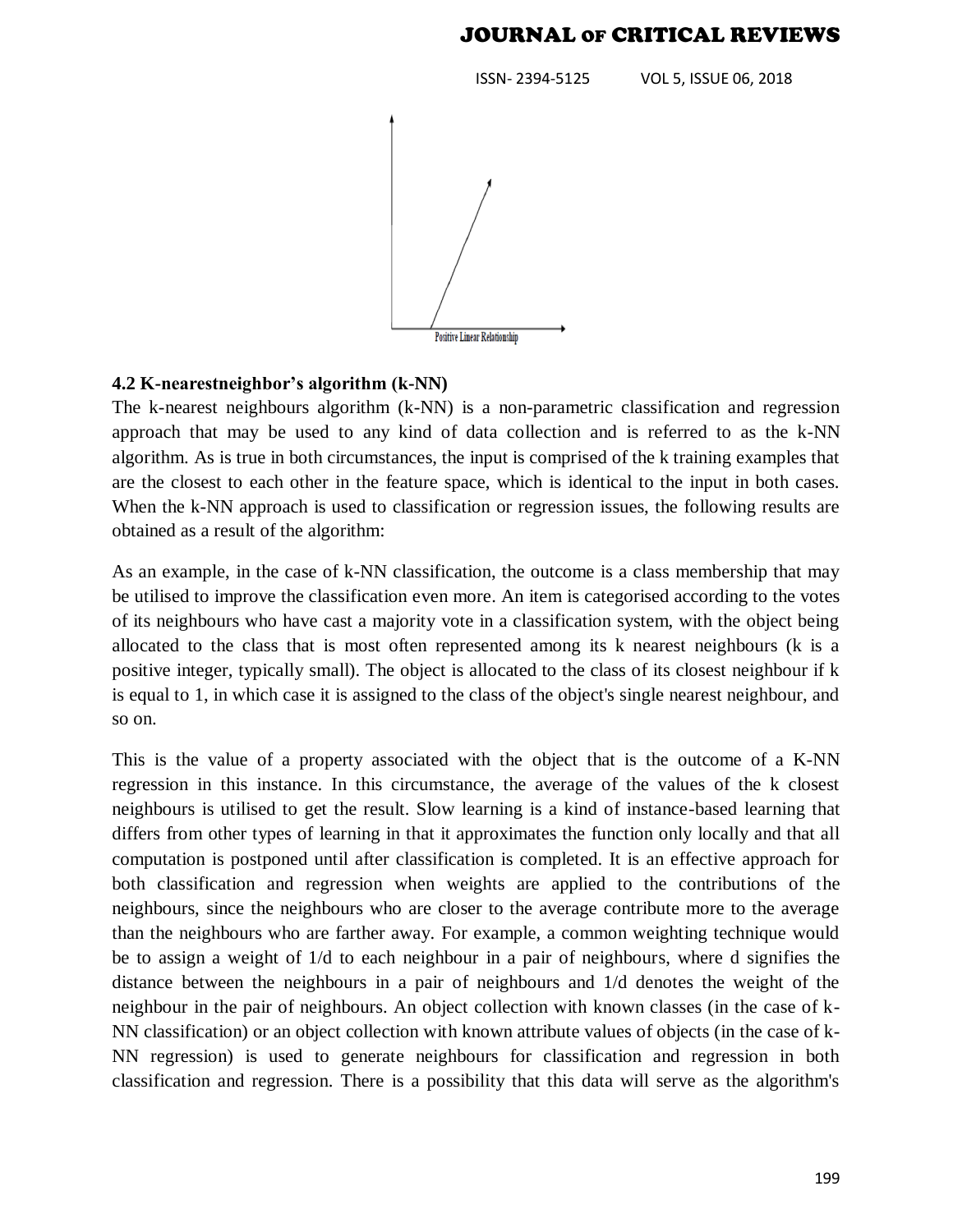Positive Linear Relationship

### 4.2 K-nearestneighbor's algorithm (k-NN)

The k-nearest neighbours algorithm (k-NN) is a non-parametric classification and regression approach that may be used to any kind of data collection and is referred to as the k-NN algorithm. As is true in both circumstances, the input is comprised of the k training examples that are the closest to each other in the feature space, which is identical to the input in both cases. When the k-NN approach is used to classification or regression issues, the following results are obtained as a result of the algorithm:

As an example, in the case of k-NN classification, the outcome is a class membership that may be utilised to improve the classification even more. An item is categorised according to the votes of its neighbours who have cast a majority vote in a classification system, with the object being allocated to the class that is most often represented among its k nearest neighbours (k is a positive integer, typically small). The object is allocated to the class of its closest neighbour if k is equal to 1, in which case it is assigned to the class of the object's single nearest neighbour, and so on.

This is the value of a property associated with the object that is the outcome of a K-NN regression in this instance. In this circumstance, the average of the values of the k closest neighbours is utilised to get the result. Slow learning is a kind of instance-based learning that differs from other types of learning in that it approximates the function only locally and that all computation is postponed until after classification is completed. It is an effective approach for both classification and regression when weights are applied to the contributions of the neighbours, since the neighbours who are closer to the average contribute more to the average than the neighbours who are farther away. For example, a common weighting technique would be to assign a weight of 1/d to each neighbour in a pair of neighbours, where d signifies the distance between the neighbours in a pair of neighbours and 1/d denotes the weight of the neighbour in the pair of neighbours. An object collection with known classes (in the case of k-NN classification) or an object collection with known attribute values of objects (in the case of k-NN regression) is used to generate neighbours for classification and regression in both classification and regression. There is a possibility that this data will serve as the algorithm's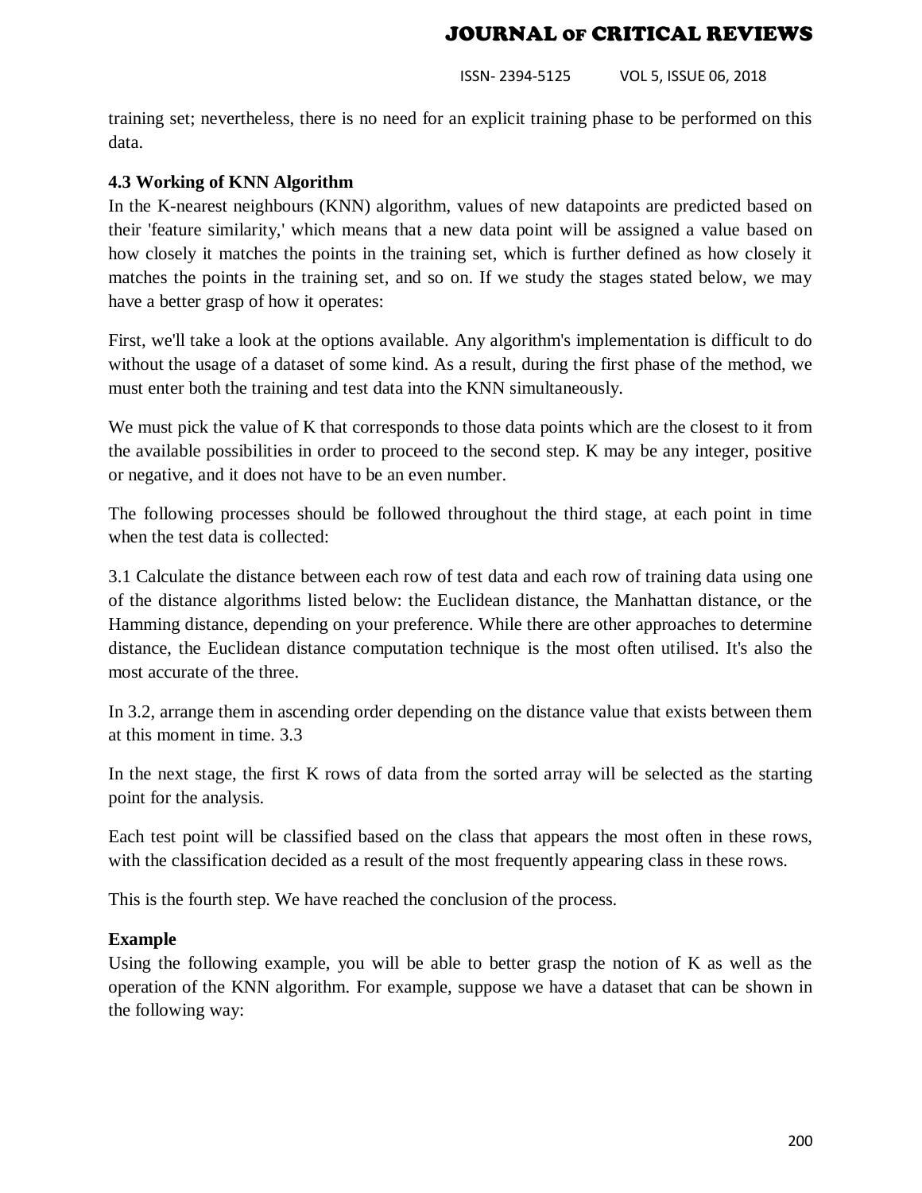training set; nevertheless, there is no need for an explicit training phase to be performed on this data.

### 4.3 Working of KNN Algorithm

In the K-nearest neighbours (KNN) algorithm, values of new datapoints are predicted based on their 'feature similarity,' which means that a new data point will be assigned a value based on how closely it matches the points in the training set, which is further defined as how closely it matches the points in the training set, and so on. If we study the stages stated below, we may have a better grasp of how it operates:

First, we'll take a look at the options available. Any algorithm's implementation is difficult to do without the usage of a dataset of some kind. As a result, during the first phase of the method, we must enter both the training and test data into the KNN simultaneously.

We must pick the value of K that corresponds to those data points which are the closest to it from the available possibilities in order to proceed to the second step. K may be any integer, positive or negative, and it does not have to be an even number.

The following processes should be followed throughout the third stage, at each point in time when the test data is collected:

3.1 Calculate the distance between each row of test data and each row of training data using one of the distance algorithms listed below: the Euclidean distance, the Manhattan distance, or the Hamming distance, depending on your preference. While there are other approaches to determine distance, the Euclidean distance computation technique is the most often utilised. It's also the most accurate of the three.

In 3.2, arrange them in ascending order depending on the distance value that exists between them at this moment in time. 3.3

In the next stage, the first K rows of data from the sorted array will be selected as the starting point for the analysis.

Each test point will be classified based on the class that appears the most often in these rows, with the classification decided as a result of the most frequently appearing class in these rows.

This is the fourth step. We have reached the conclusion of the process.

**Example**

Using the following example, you will be able to better grasp the notion of K as well as the operation of the KNN algorithm. For example, suppose we have a dataset that can be shown in the following way: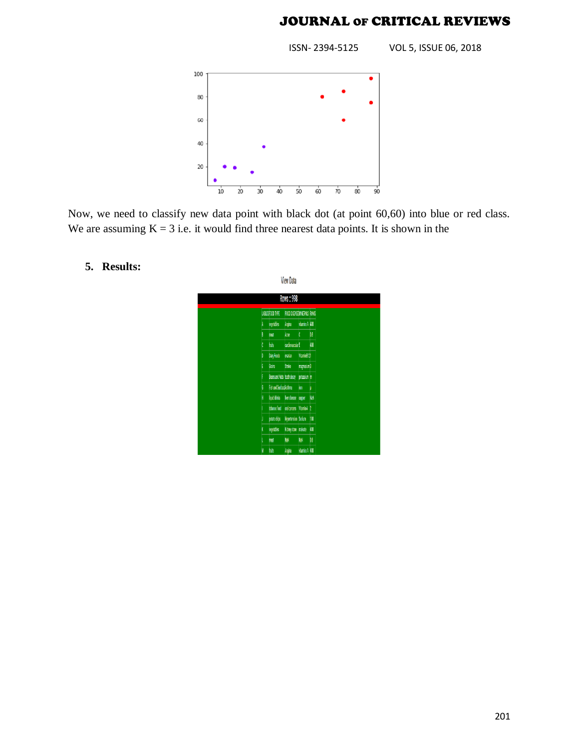Now, we need to classify new data point with black dot (at point 60,60) into blue or red class. We are assuming K = 3 i.e. it would find three nearest data points. It is shown in the

## 5. Results: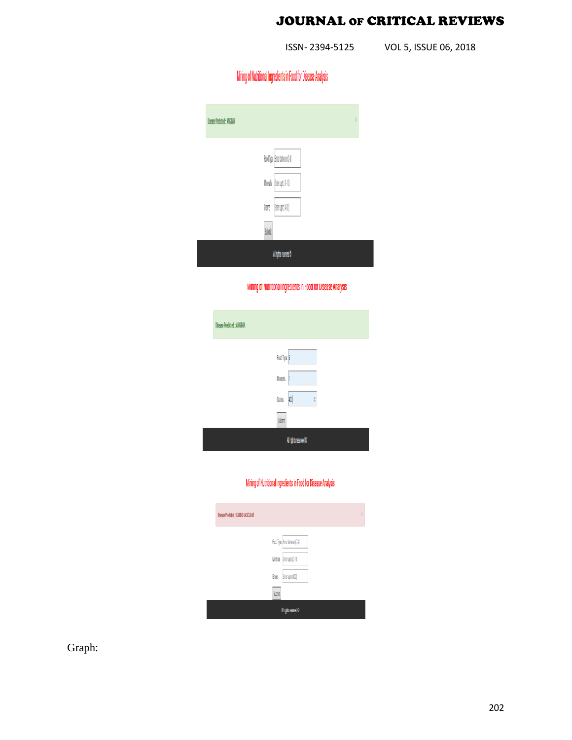Mining of Nutritional Ingredients in Food for Disease Analysis

Disease Predicted : ANGINA

Food Type Enter between(0-5)

Minerals Enter upto (0-10)

Grams Enter upto (400)

Submit

All rights reserved ©

Mining of Nutritional Ingredients in Food for Disease Analysis

Disease Predicted : ANGINA

Food Type 5

Minerals 1

Grams 400

Submit

All rights reserved ©

Mining of Nutritional Ingredients in Food for Disease Analysis

Disease Predicted : CARDIO VASCULAR

Food Type Enter between(0-5)

Minerals Enter upto (0-10)

Grams Enter upto (400)

Submit

All rights reserved ©

Graph: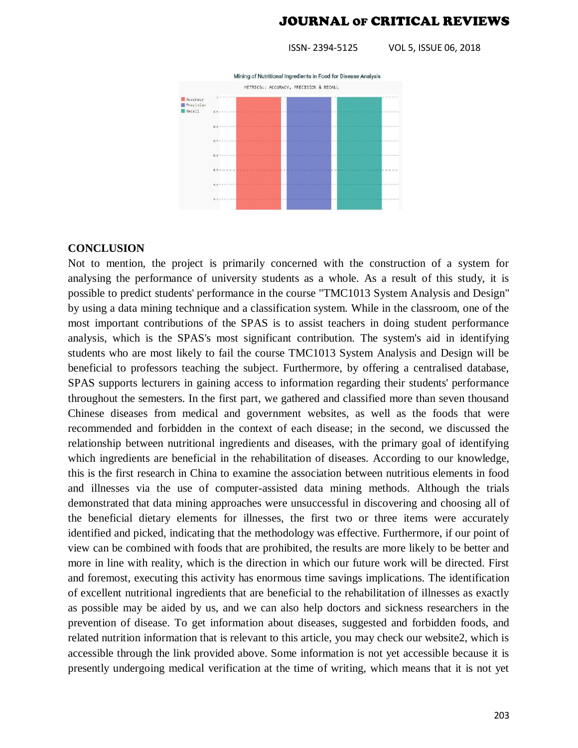Mining of Nutritional Ingredients in Food for Disease Analysis

METRICS:: ACCURACY, PRECISION & RECALL

## CONCLUSION

Not to mention, the project is primarily concerned with the construction of a system for analysing the performance of university students as a whole. As a result of this study, it is possible to predict students' performance in the course "TMC1013 System Analysis and Design" by using a data mining technique and a classification system. While in the classroom, one of the most important contributions of the SPAS is to assist teachers in doing student performance analysis, which is the SPAS's most significant contribution. The system's aid in identifying students who are most likely to fail the course TMC1013 System Analysis and Design will be beneficial to professors teaching the subject. Furthermore, by offering a centralised database, SPAS supports lecturers in gaining access to information regarding their students' performance throughout the semesters. In the first part, we gathered and classified more than seven thousand Chinese diseases from medical and government websites, as well as the foods that were recommended and forbidden in the context of each disease; in the second, we discussed the relationship between nutritional ingredients and diseases, with the primary goal of identifying which ingredients are beneficial in the rehabilitation of diseases. According to our knowledge, this is the first research in China to examine the association between nutritious elements in food and illnesses via the use of computer-assisted data mining methods. Although the trials demonstrated that data mining approaches were unsuccessful in discovering and choosing all of the beneficial dietary elements for illnesses, the first two or three items were accurately identified and picked, indicating that the methodology was effective. Furthermore, if our point of view can be combined with foods that are prohibited, the results are more likely to be better and more in line with reality, which is the direction in which our future work will be directed. First and foremost, executing this activity has enormous time savings implications. The identification of excellent nutritional ingredients that are beneficial to the rehabilitation of illnesses as exactly as possible may be aided by us, and we can also help doctors and sickness researchers in the prevention of disease. To get information about diseases, suggested and forbidden foods, and related nutrition information that is relevant to this article, you may check our website2, which is accessible through the link provided above. Some information is not yet accessible because it is presently undergoing medical verification at the time of writing, which means that it is not yet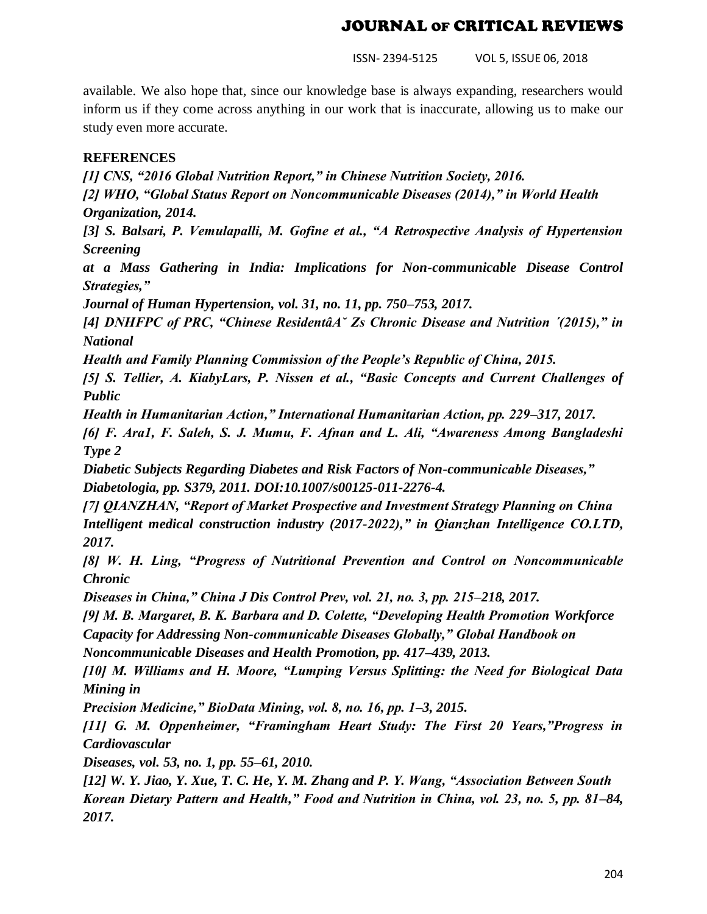available. We also hope that, since our knowledge base is always expanding, researchers would inform us if they come across anything in our work that is inaccurate, allowing us to make our study even more accurate.

## REFERENCES

*[1] CNS, "2016 Global Nutrition Report," in Chinese Nutrition Society, 2016.*

*[2] WHO, "Global Status Report on Noncommunicable Diseases (2014)," in World Health Organization, 2014.*

*[3] S. Balsari, P. Vemulapalli, M. Gofine et al., "A Retrospective Analysis of Hypertension Screening at a Mass Gathering in India: Implications for Non-communicable Disease Control Strategies," Journal of Human Hypertension, vol. 31, no. 11, pp. 750–753, 2017.*

*[4] DNHFPC of PRC, "Chinese ResidentâA˘ Zs Chronic Disease and Nutrition ´(2015)," in National Health and Family Planning Commission of the People's Republic of China, 2015.*

*[5] S. Tellier, A. KiabyLars, P. Nissen et al., "Basic Concepts and Current Challenges of Public Health in Humanitarian Action," International Humanitarian Action, pp. 229–317, 2017.*

*[6] F. Ara1, F. Saleh, S. J. Mumu, F. Afnan and L. Ali, "Awareness Among Bangladeshi Type 2 Diabetic Subjects Regarding Diabetes and Risk Factors of Non-communicable Diseases," Diabetologia, pp. S379, 2011. DOI:10.1007/s00125-011-2276-4.*

*[7] QIANZHAN, "Report of Market Prospective and Investment Strategy Planning on China Intelligent medical construction industry (2017-2022)," in Qianzhan Intelligence CO.LTD, 2017.*

*[8] W. H. Ling, "Progress of Nutritional Prevention and Control on Noncommunicable Chronic Diseases in China," China J Dis Control Prev, vol. 21, no. 3, pp. 215–218, 2017.*

*[9] M. B. Margaret, B. K. Barbara and D. Colette, "Developing Health Promotion Workforce Capacity for Addressing Non-communicable Diseases Globally," Global Handbook on Noncommunicable Diseases and Health Promotion, pp. 417–439, 2013.*

*[10] M. Williams and H. Moore, "Lumping Versus Splitting: the Need for Biological Data Mining in Precision Medicine," BioData Mining, vol. 8, no. 16, pp. 1–3, 2015.*

*[11] G. M. Oppenheimer, "Framingham Heart Study: The First 20 Years,"Progress in Cardiovascular Diseases, vol. 53, no. 1, pp. 55–61, 2010.*

*[12] W. Y. Jiao, Y. Xue, T. C. He, Y. M. Zhang and P. Y. Wang, "Association Between South Korean Dietary Pattern and Health," Food and Nutrition in China, vol. 23, no. 5, pp. 81–84, 2017.*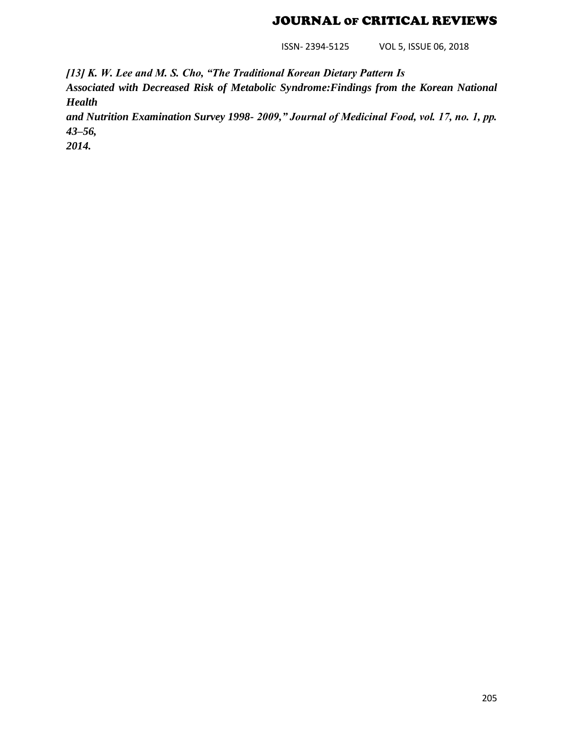*[13] K. W. Lee and M. S. Cho, "The Traditional Korean Dietary Pattern Is Associated with Decreased Risk of Metabolic Syndrome:Findings from the Korean National Health and Nutrition Examination Survey 1998- 2009," Journal of Medicinal Food, vol. 17, no. 1, pp. 43–56, 2014.*